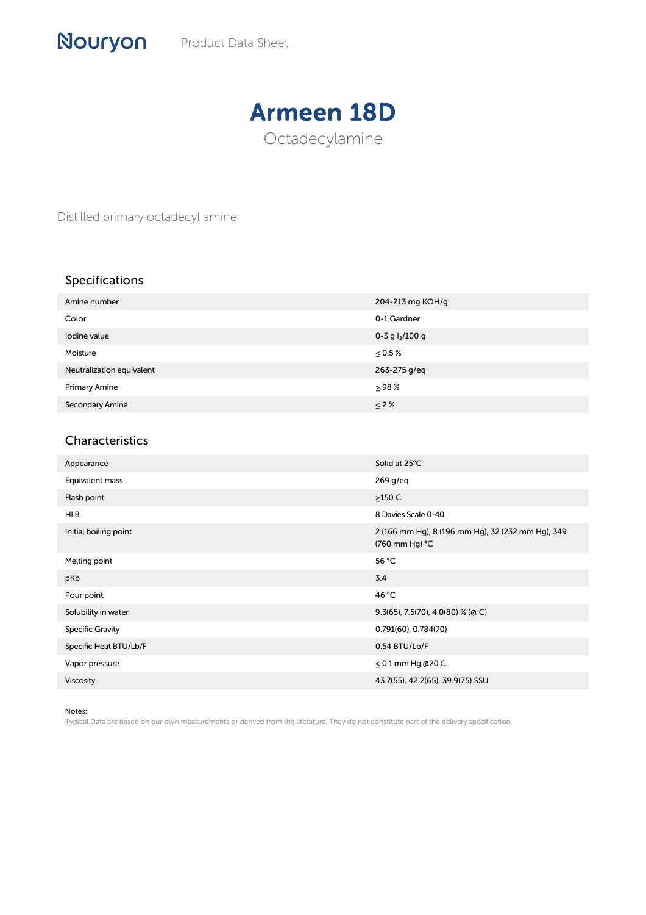Nouryon Product Data Sheet

# Armeen 18D

Octadecylamine

Distilled primary octadecyl amine

## Specifications

| | |
|---|---|
| Amine number | 204-213 mg KOH/g |
| Color | 0-1 Gardner |
| Iodine value | 0-3 g $I_2$/100 g |
| Moisture | ≤ 0.5 % |
| Neutralization equivalent | 263-275 g/eq |
| Primary Amine | ≥ 98 % |
| Secondary Amine | ≤ 2 % |

## Characteristics

| | |
|---|---|
| Appearance | Solid at 25°C |
| Equivalent mass | 269 g/eq |
| Flash point | ≥150 C |
| HLB | 8 Davies Scale 0-40 |
| Initial boiling point | 2 (166 mm Hg), 8 (196 mm Hg), 32 (232 mm Hg), 349 (760 mm Hg) °C |
| Melting point | 56 °C |
| pKb | 3.4 |
| Pour point | 46 °C |
| Solubility in water | 9.3(65), 7.5(70), 4.0(80) % (@ C) |
| Specific Gravity | 0.791(60), 0.784(70) |
| Specific Heat BTU/Lb/F | 0.54 BTU/Lb/F |
| Vapor pressure | ≤ 0.1 mm Hg @20 C |
| Viscosity | 43.7(55), 42.2(65), 39.9(75) SSU |

Notes:
Typical Data are based on our own measurements or derived from the literature. They do not constitute part of the delivery specification.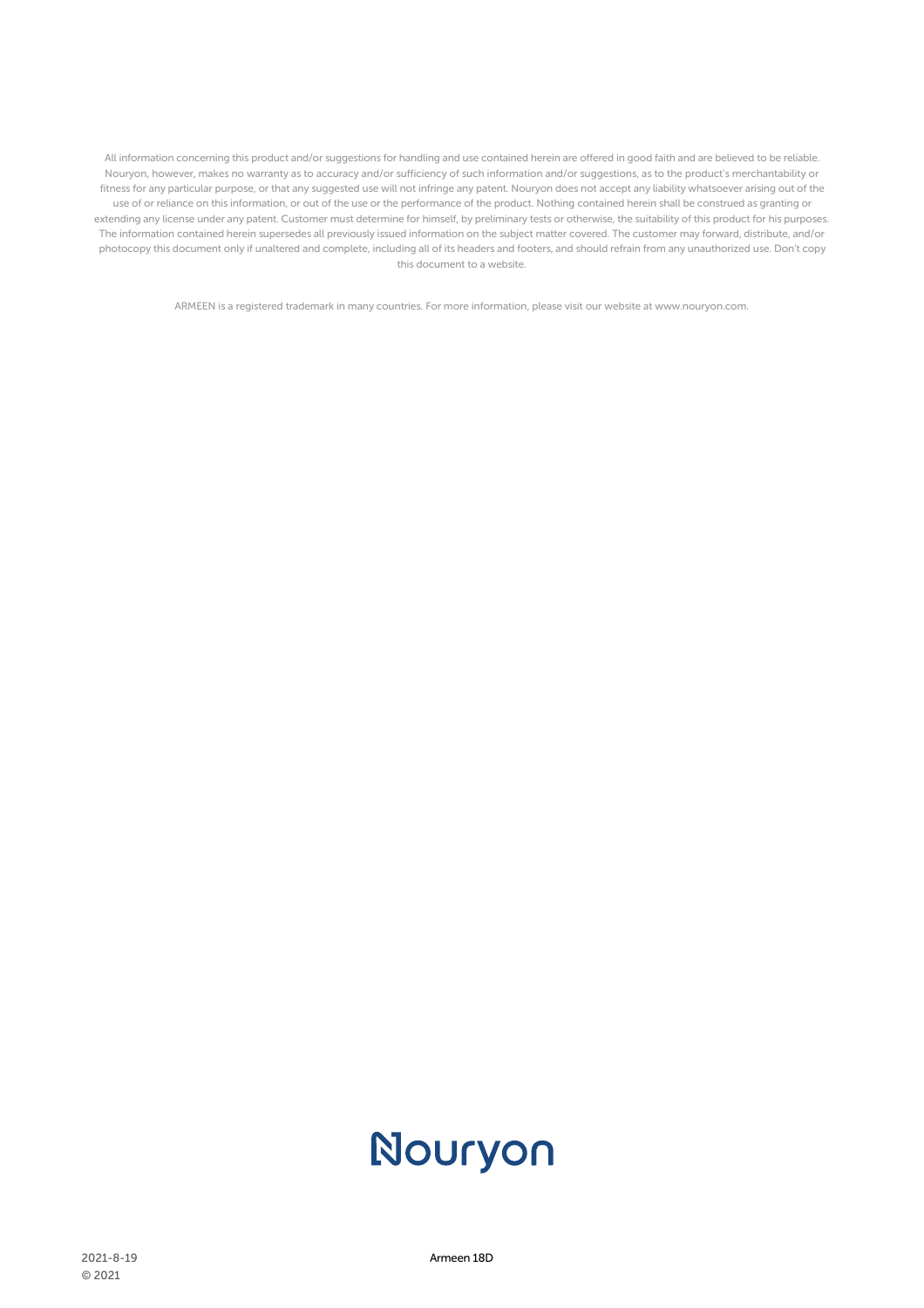All information concerning this product and/or suggestions for handling and use contained herein are offered in good faith and are believed to be reliable. Nouryon, however, makes no warranty as to accuracy and/or sufficiency of such information and/or suggestions, as to the product's merchantability or fitness for any particular purpose, or that any suggested use will not infringe any patent. Nouryon does not accept any liability whatsoever arising out of the use of or reliance on this information, or out of the use or the performance of the product. Nothing contained herein shall be construed as granting or extending any license under any patent. Customer must determine for himself, by preliminary tests or otherwise, the suitability of this product for his purposes. The information contained herein supersedes all previously issued information on the subject matter covered. The customer may forward, distribute, and/or photocopy this document only if unaltered and complete, including all of its headers and footers, and should refrain from any unauthorized use. Don't copy this document to a website.

ARMEEN is a registered trademark in many countries. For more information, please visit our website at www.nouryon.com.

Nouryon

2021-8-19
© 2021

Armeen 18D